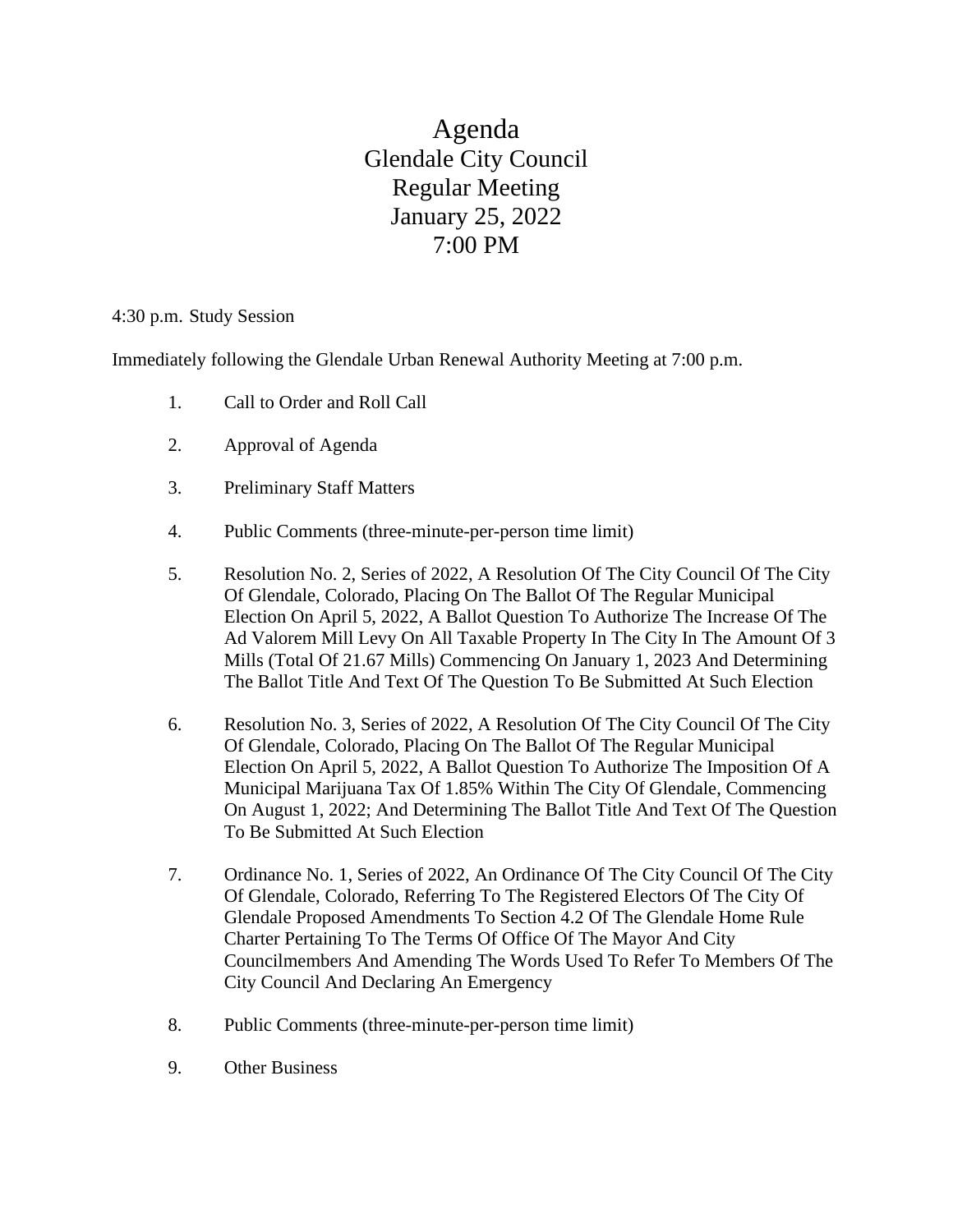# Agenda
## Glendale City Council
## Regular Meeting
## January 25, 2022
## 7:00 PM

4:30 p.m. Study Session

Immediately following the Glendale Urban Renewal Authority Meeting at 7:00 p.m.

1. Call to Order and Roll Call

2. Approval of Agenda

3. Preliminary Staff Matters

4. Public Comments (three-minute-per-person time limit)

5. Resolution No. 2, Series of 2022, A Resolution Of The City Council Of The City Of Glendale, Colorado, Placing On The Ballot Of The Regular Municipal Election On April 5, 2022, A Ballot Question To Authorize The Increase Of The Ad Valorem Mill Levy On All Taxable Property In The City In The Amount Of 3 Mills (Total Of 21.67 Mills) Commencing On January 1, 2023 And Determining The Ballot Title And Text Of The Question To Be Submitted At Such Election

6. Resolution No. 3, Series of 2022, A Resolution Of The City Council Of The City Of Glendale, Colorado, Placing On The Ballot Of The Regular Municipal Election On April 5, 2022, A Ballot Question To Authorize The Imposition Of A Municipal Marijuana Tax Of 1.85% Within The City Of Glendale, Commencing On August 1, 2022; And Determining The Ballot Title And Text Of The Question To Be Submitted At Such Election

7. Ordinance No. 1, Series of 2022, An Ordinance Of The City Council Of The City Of Glendale, Colorado, Referring To The Registered Electors Of The City Of Glendale Proposed Amendments To Section 4.2 Of The Glendale Home Rule Charter Pertaining To The Terms Of Office Of The Mayor And City Councilmembers And Amending The Words Used To Refer To Members Of The City Council And Declaring An Emergency

8. Public Comments (three-minute-per-person time limit)

9. Other Business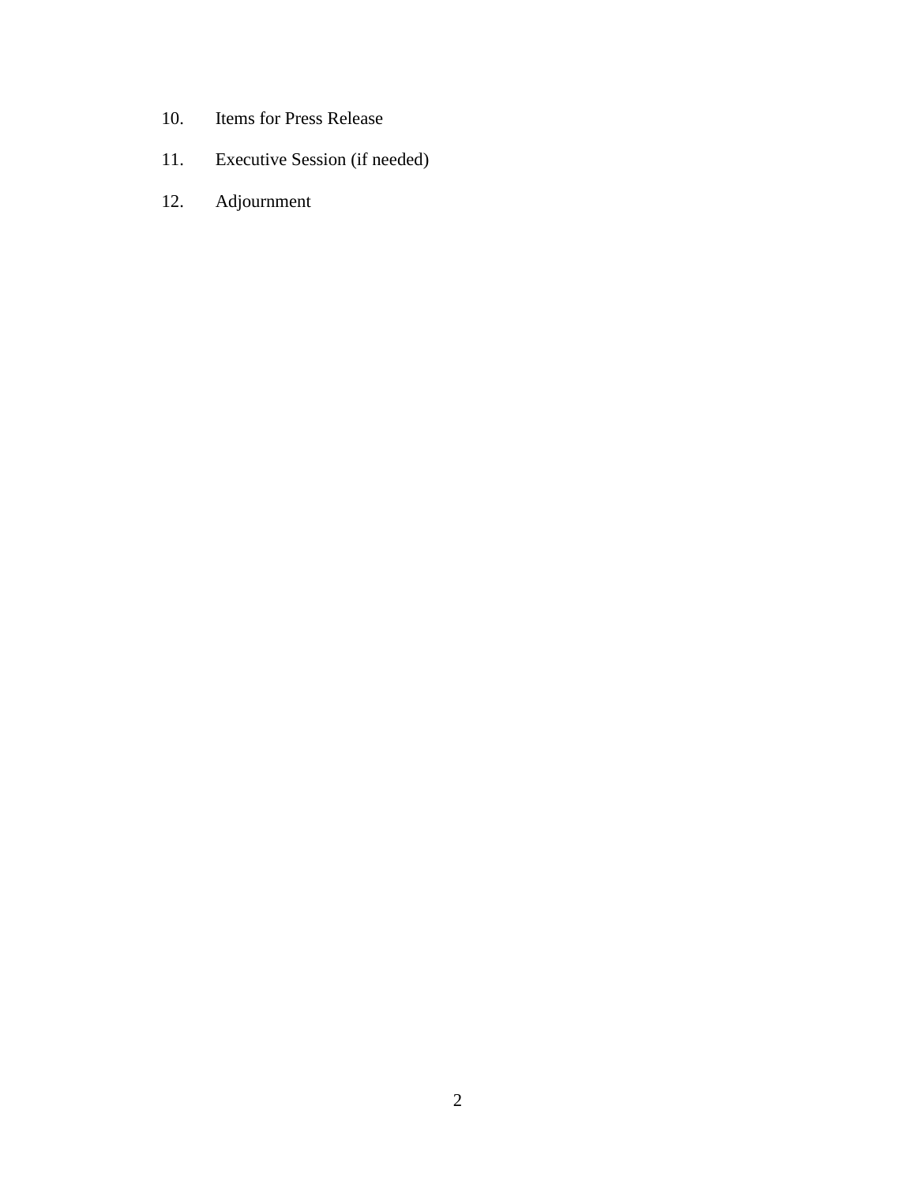10. Items for Press Release

11. Executive Session (if needed)

12. Adjournment